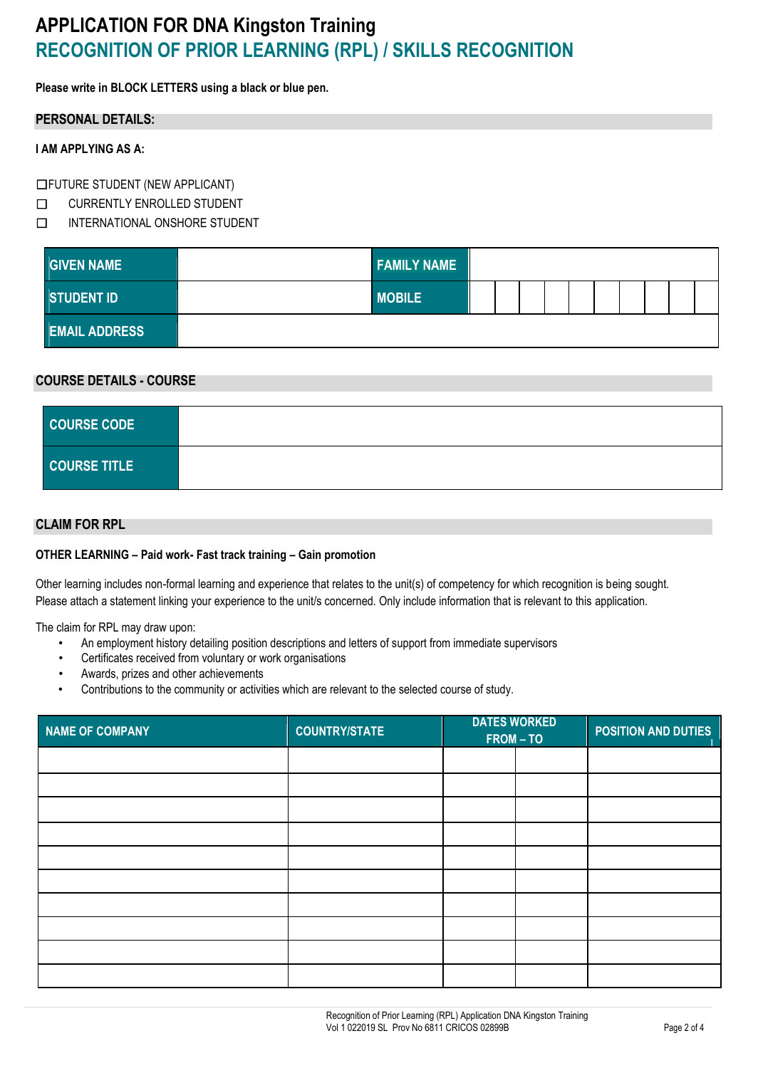# APPLICATION FOR DNA Kingston Training
## RECOGNITION OF PRIOR LEARNING (RPL) / SKILLS RECOGNITION

**Please write in BLOCK LETTERS using a black or blue pen.**

### PERSONAL DETAILS:

**I AM APPLYING AS A:**

- ☐ FUTURE STUDENT (NEW APPLICANT)
- ☐ CURRENTLY ENROLLED STUDENT
- ☐ INTERNATIONAL ONSHORE STUDENT

| GIVEN NAME | | FAMILY NAME | |
|---|---|---|---|
| STUDENT ID | | MOBILE | |
| EMAIL ADDRESS | | | |

### COURSE DETAILS - COURSE

| COURSE CODE | |
|---|---|
| COURSE TITLE | |

### CLAIM FOR RPL

**OTHER LEARNING – Paid work- Fast track training – Gain promotion**

Other learning includes non-formal learning and experience that relates to the unit(s) of competency for which recognition is being sought. Please attach a statement linking your experience to the unit/s concerned. Only include information that is relevant to this application.

The claim for RPL may draw upon:

- An employment history detailing position descriptions and letters of support from immediate supervisors
- Certificates received from voluntary or work organisations
- Awards, prizes and other achievements
- Contributions to the community or activities which are relevant to the selected course of study.

| NAME OF COMPANY | COUNTRY/STATE | DATES WORKED FROM – TO | | POSITION AND DUTIES |
|---|---|---|---|---|
| | | | | |
| | | | | |
| | | | | |
| | | | | |
| | | | | |
| | | | | |
| | | | | |
| | | | | |
| | | | | |
| | | | | |

Recognition of Prior Learning (RPL) Application DNA Kingston Training
Vol 1 022019 SL Prov No 6811 CRICOS 02899B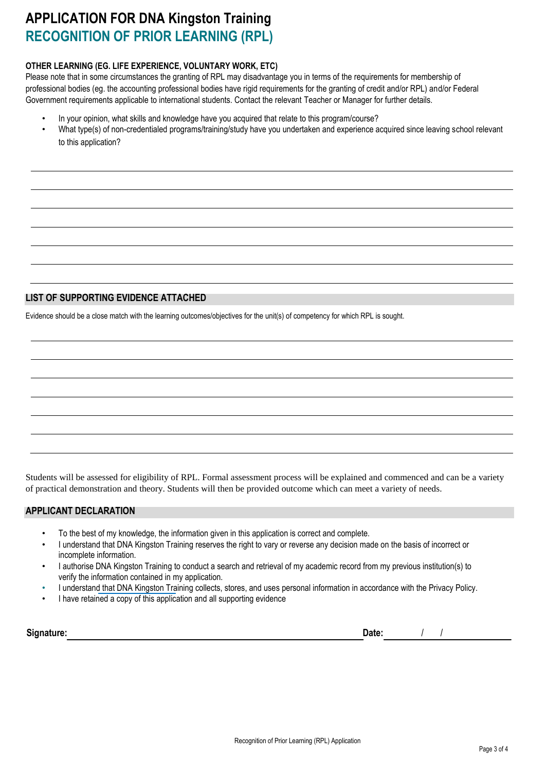# APPLICATION FOR DNA Kingston Training

## RECOGNITION OF PRIOR LEARNING (RPL)

**OTHER LEARNING (EG. LIFE EXPERIENCE, VOLUNTARY WORK, ETC)**

Please note that in some circumstances the granting of RPL may disadvantage you in terms of the requirements for membership of professional bodies (eg. the accounting professional bodies have rigid requirements for the granting of credit and/or RPL) and/or Federal Government requirements applicable to international students. Contact the relevant Teacher or Manager for further details.

- In your opinion, what skills and knowledge have you acquired that relate to this program/course?
- What type(s) of non-credentialed programs/training/study have you undertaken and experience acquired since leaving school relevant to this application?

______________________________________________________________________

______________________________________________________________________

______________________________________________________________________

______________________________________________________________________

______________________________________________________________________

______________________________________________________________________

______________________________________________________________________

### LIST OF SUPPORTING EVIDENCE ATTACHED

Evidence should be a close match with the learning outcomes/objectives for the unit(s) of competency for which RPL is sought.

______________________________________________________________________

______________________________________________________________________

______________________________________________________________________

______________________________________________________________________

______________________________________________________________________

______________________________________________________________________

______________________________________________________________________

Students will be assessed for eligibility of RPL. Formal assessment process will be explained and commenced and can be a variety of practical demonstration and theory. Students will then be provided outcome which can meet a variety of needs.

### APPLICANT DECLARATION

- To the best of my knowledge, the information given in this application is correct and complete.
- I understand that DNA Kingston Training reserves the right to vary or reverse any decision made on the basis of incorrect or incomplete information.
- I authorise DNA Kingston Training to conduct a search and retrieval of my academic record from my previous institution(s) to verify the information contained in my application.
- I understand that DNA Kingston Training collects, stores, and uses personal information in accordance with the Privacy Policy.
- I have retained a copy of this application and all supporting evidence

**Signature:** ______________________________ **Date:** ____ / ____ / ________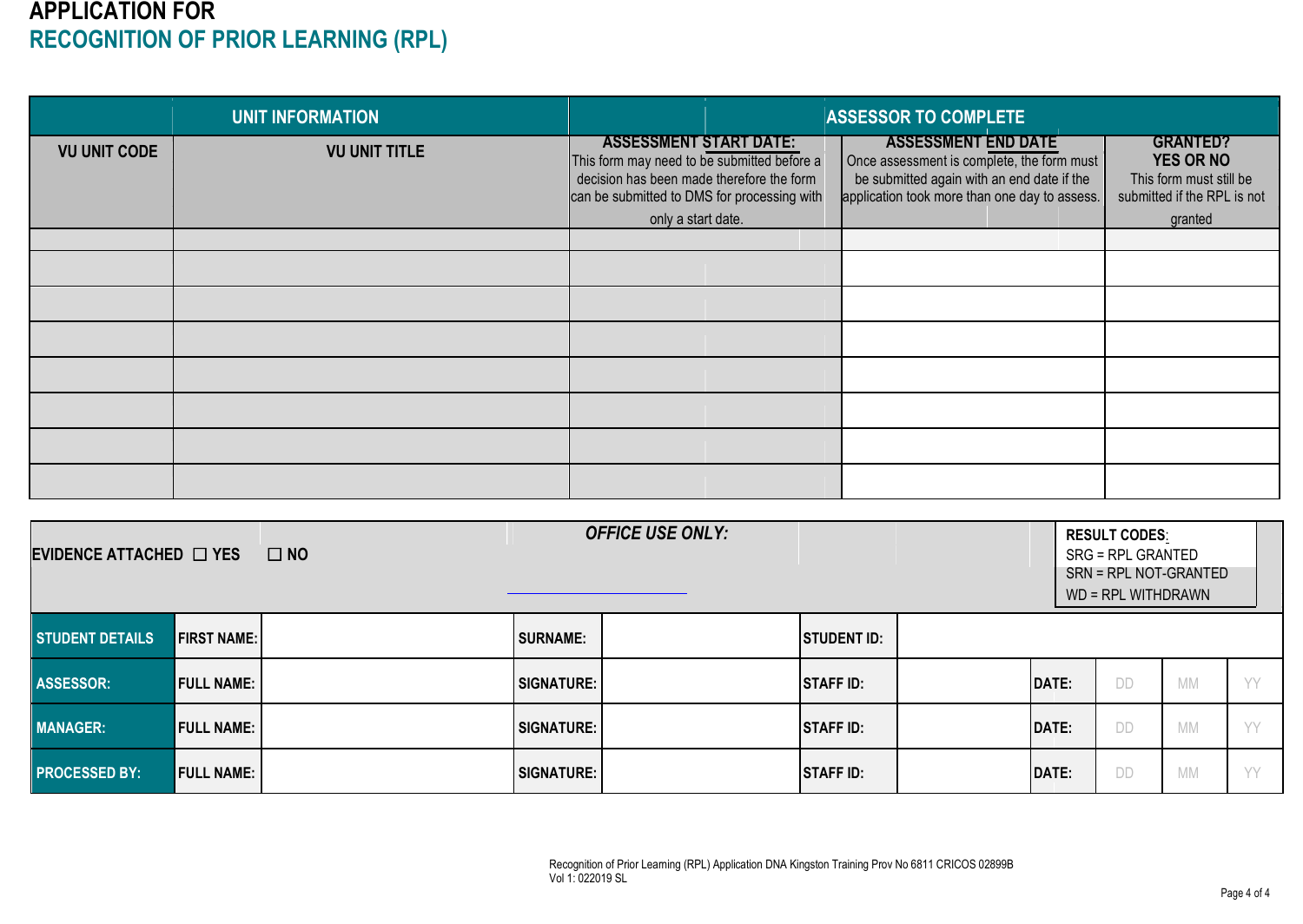# APPLICATION FOR
## RECOGNITION OF PRIOR LEARNING (RPL)

| UNIT INFORMATION | | ASSESSOR TO COMPLETE | | |
|---|---|---|---|---|
| **VU UNIT CODE** | **VU UNIT TITLE** | **ASSESSMENT START DATE:** This form may need to be submitted before a decision has been made therefore the form can be submitted to DMS for processing with only a start date. | **ASSESSMENT END DATE** Once assessment is complete, the form must be submitted again with an end date if the application took more than one day to assess. | **GRANTED? YES OR NO** This form must still be submitted if the RPL is not granted |
| | | | | |
| | | | | |
| | | | | |
| | | | | |
| | | | | |
| | | | | |
| | | | | |
| | | | | |

**EVIDENCE ATTACHED** ☐ **YES** ☐ **NO**

***OFFICE USE ONLY:***

**RESULT CODES:**
SRG = RPL GRANTED
SRN = RPL NOT-GRANTED
WD = RPL WITHDRAWN

| | | | | | | | | | |
|---|---|---|---|---|---|---|---|---|---|
| **STUDENT DETAILS** | **FIRST NAME:** | | **SURNAME:** | | **STUDENT ID:** | | | | |
| **ASSESSOR:** | **FULL NAME:** | | **SIGNATURE:** | | **STAFF ID:** | | **DATE:** | DD | MM | YY |
| **MANAGER:** | **FULL NAME:** | | **SIGNATURE:** | | **STAFF ID:** | | **DATE:** | DD | MM | YY |
| **PROCESSED BY:** | **FULL NAME:** | | **SIGNATURE:** | | **STAFF ID:** | | **DATE:** | DD | MM | YY |

Recognition of Prior Learning (RPL) Application DNA Kingston Training Prov No 6811 CRICOS 02899B
Vol 1: 022019 SL